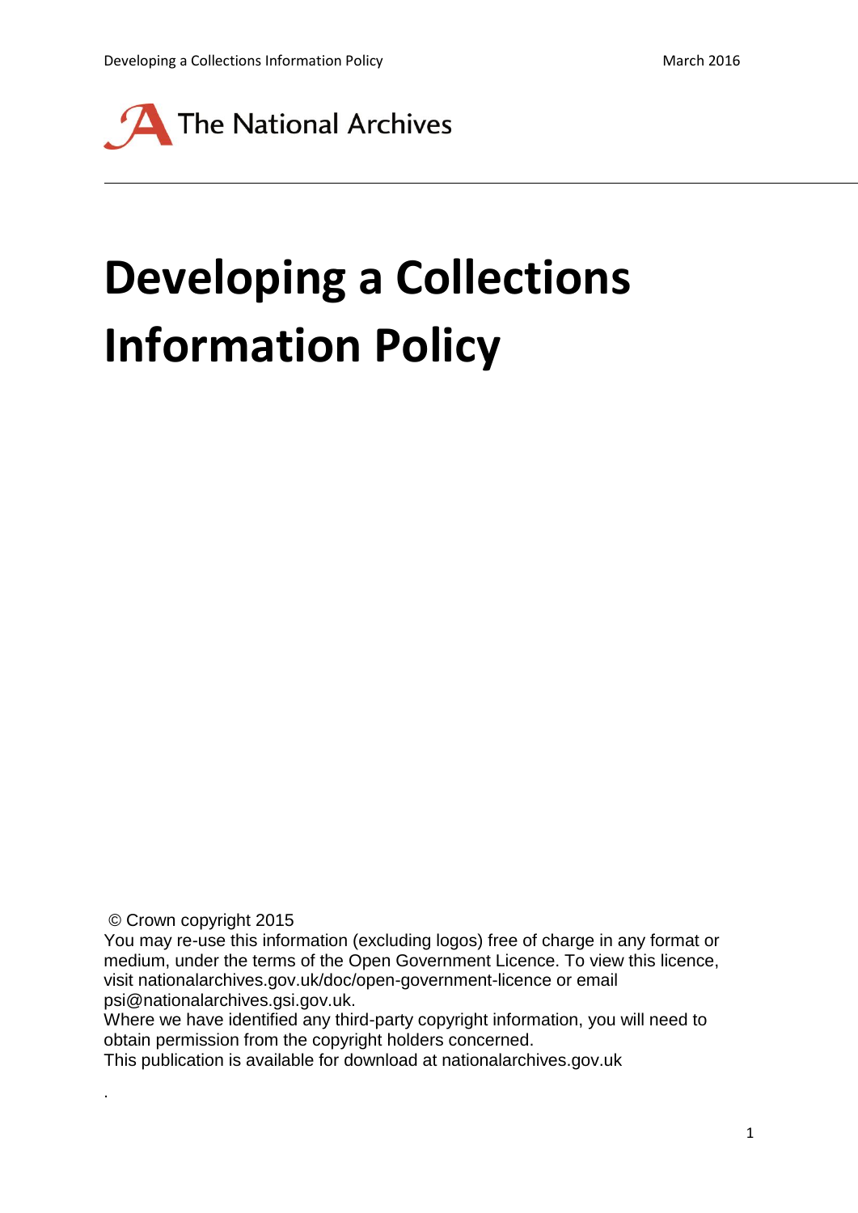The National Archives

# Developing a Collections Information Policy

© Crown copyright 2015
You may re-use this information (excluding logos) free of charge in any format or medium, under the terms of the Open Government Licence. To view this licence, visit nationalarchives.gov.uk/doc/open-government-licence or email psi@nationalarchives.gsi.gov.uk.
Where we have identified any third-party copyright information, you will need to obtain permission from the copyright holders concerned.
This publication is available for download at nationalarchives.gov.uk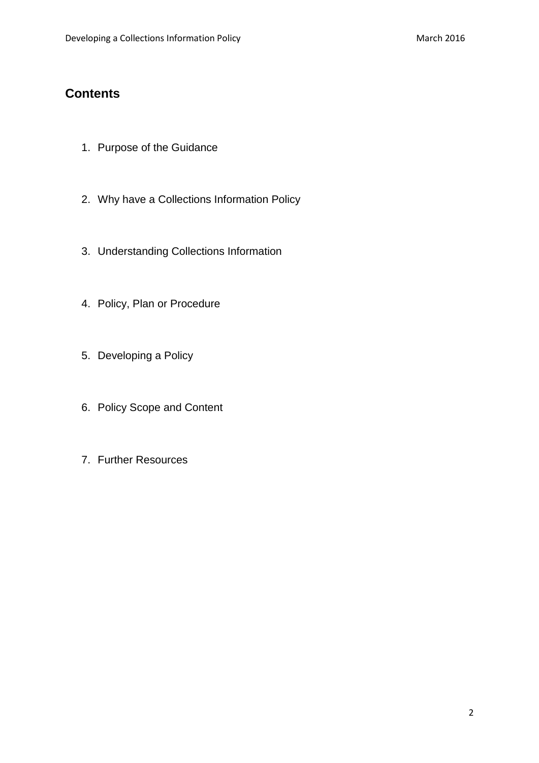## Contents

1. Purpose of the Guidance
2. Why have a Collections Information Policy
3. Understanding Collections Information
4. Policy, Plan or Procedure
5. Developing a Policy
6. Policy Scope and Content
7. Further Resources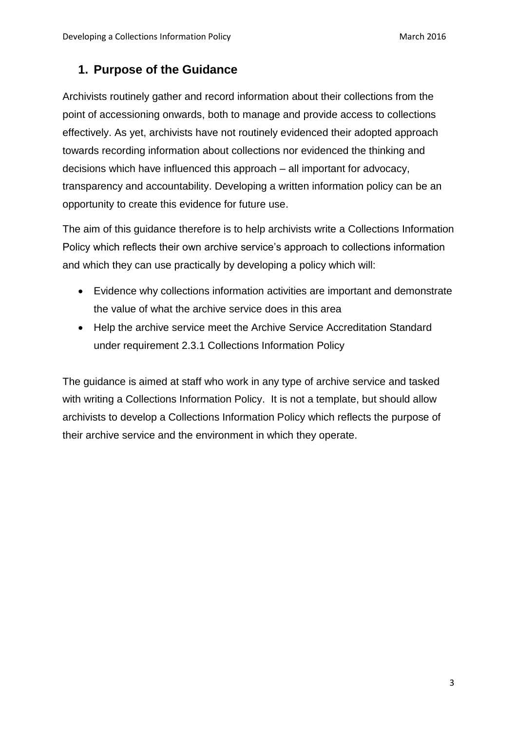## 1. Purpose of the Guidance

Archivists routinely gather and record information about their collections from the point of accessioning onwards, both to manage and provide access to collections effectively. As yet, archivists have not routinely evidenced their adopted approach towards recording information about collections nor evidenced the thinking and decisions which have influenced this approach – all important for advocacy, transparency and accountability. Developing a written information policy can be an opportunity to create this evidence for future use.

The aim of this guidance therefore is to help archivists write a Collections Information Policy which reflects their own archive service's approach to collections information and which they can use practically by developing a policy which will:

- Evidence why collections information activities are important and demonstrate the value of what the archive service does in this area
- Help the archive service meet the Archive Service Accreditation Standard under requirement 2.3.1 Collections Information Policy

The guidance is aimed at staff who work in any type of archive service and tasked with writing a Collections Information Policy. It is not a template, but should allow archivists to develop a Collections Information Policy which reflects the purpose of their archive service and the environment in which they operate.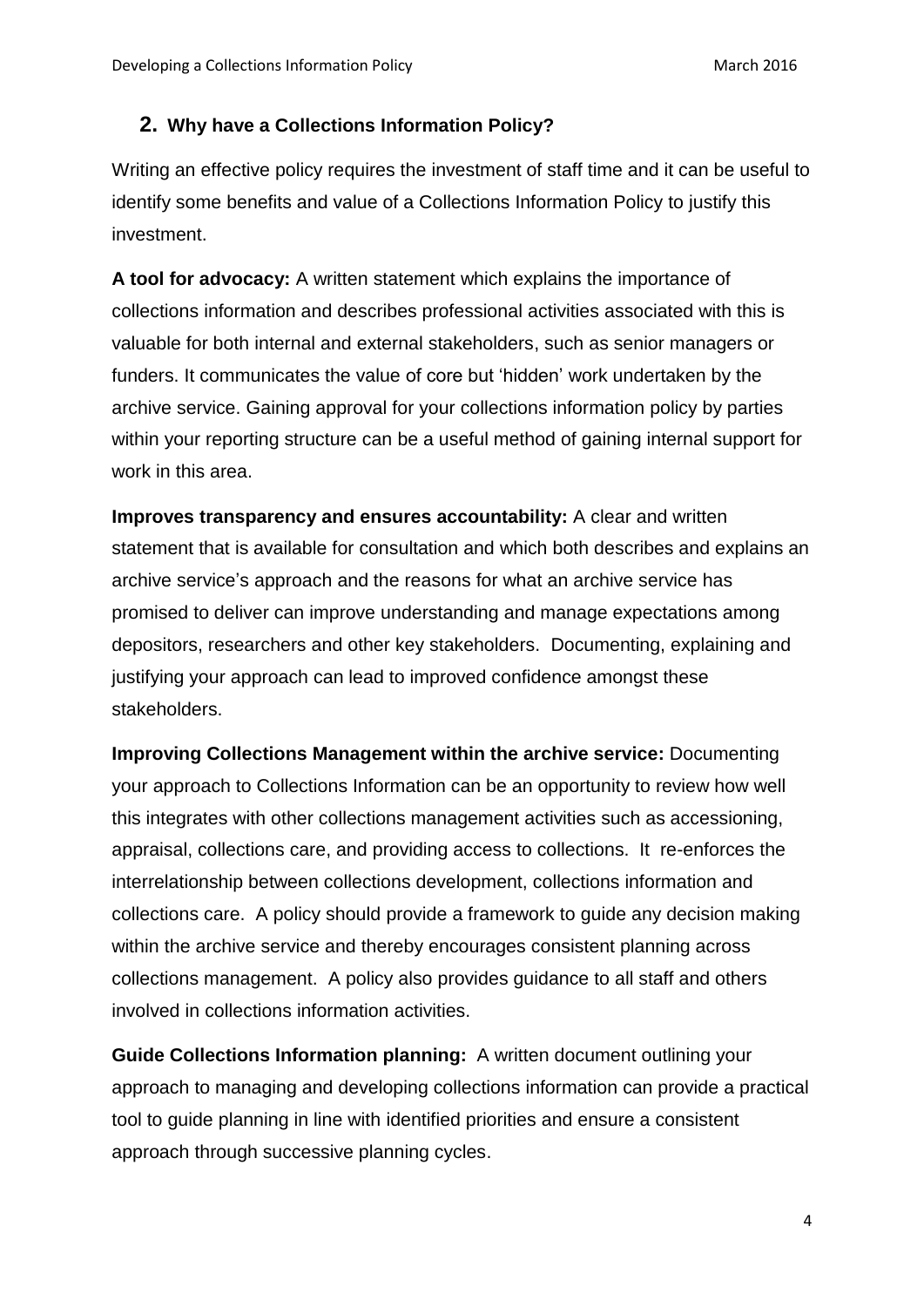## 2. Why have a Collections Information Policy?

Writing an effective policy requires the investment of staff time and it can be useful to identify some benefits and value of a Collections Information Policy to justify this investment.

**A tool for advocacy:** A written statement which explains the importance of collections information and describes professional activities associated with this is valuable for both internal and external stakeholders, such as senior managers or funders. It communicates the value of core but 'hidden' work undertaken by the archive service. Gaining approval for your collections information policy by parties within your reporting structure can be a useful method of gaining internal support for work in this area.

**Improves transparency and ensures accountability:** A clear and written statement that is available for consultation and which both describes and explains an archive service's approach and the reasons for what an archive service has promised to deliver can improve understanding and manage expectations among depositors, researchers and other key stakeholders. Documenting, explaining and justifying your approach can lead to improved confidence amongst these stakeholders.

**Improving Collections Management within the archive service:** Documenting your approach to Collections Information can be an opportunity to review how well this integrates with other collections management activities such as accessioning, appraisal, collections care, and providing access to collections. It re-enforces the interrelationship between collections development, collections information and collections care. A policy should provide a framework to guide any decision making within the archive service and thereby encourages consistent planning across collections management. A policy also provides guidance to all staff and others involved in collections information activities.

**Guide Collections Information planning:** A written document outlining your approach to managing and developing collections information can provide a practical tool to guide planning in line with identified priorities and ensure a consistent approach through successive planning cycles.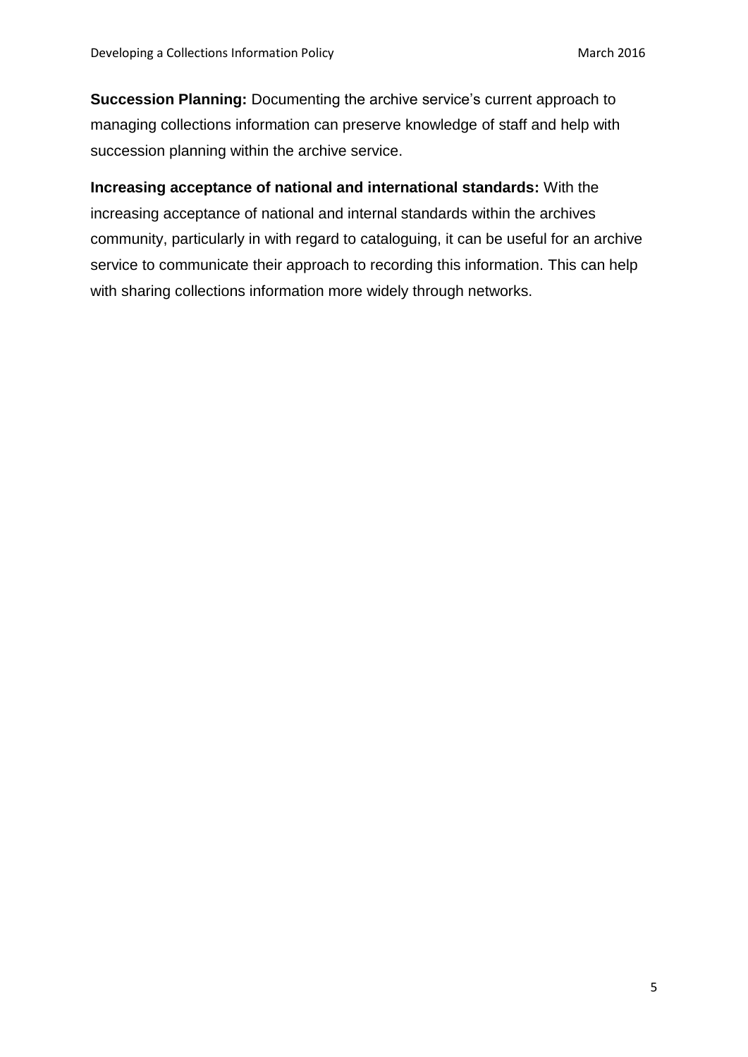**Succession Planning:** Documenting the archive service's current approach to managing collections information can preserve knowledge of staff and help with succession planning within the archive service.

**Increasing acceptance of national and international standards:** With the increasing acceptance of national and internal standards within the archives community, particularly in with regard to cataloguing, it can be useful for an archive service to communicate their approach to recording this information. This can help with sharing collections information more widely through networks.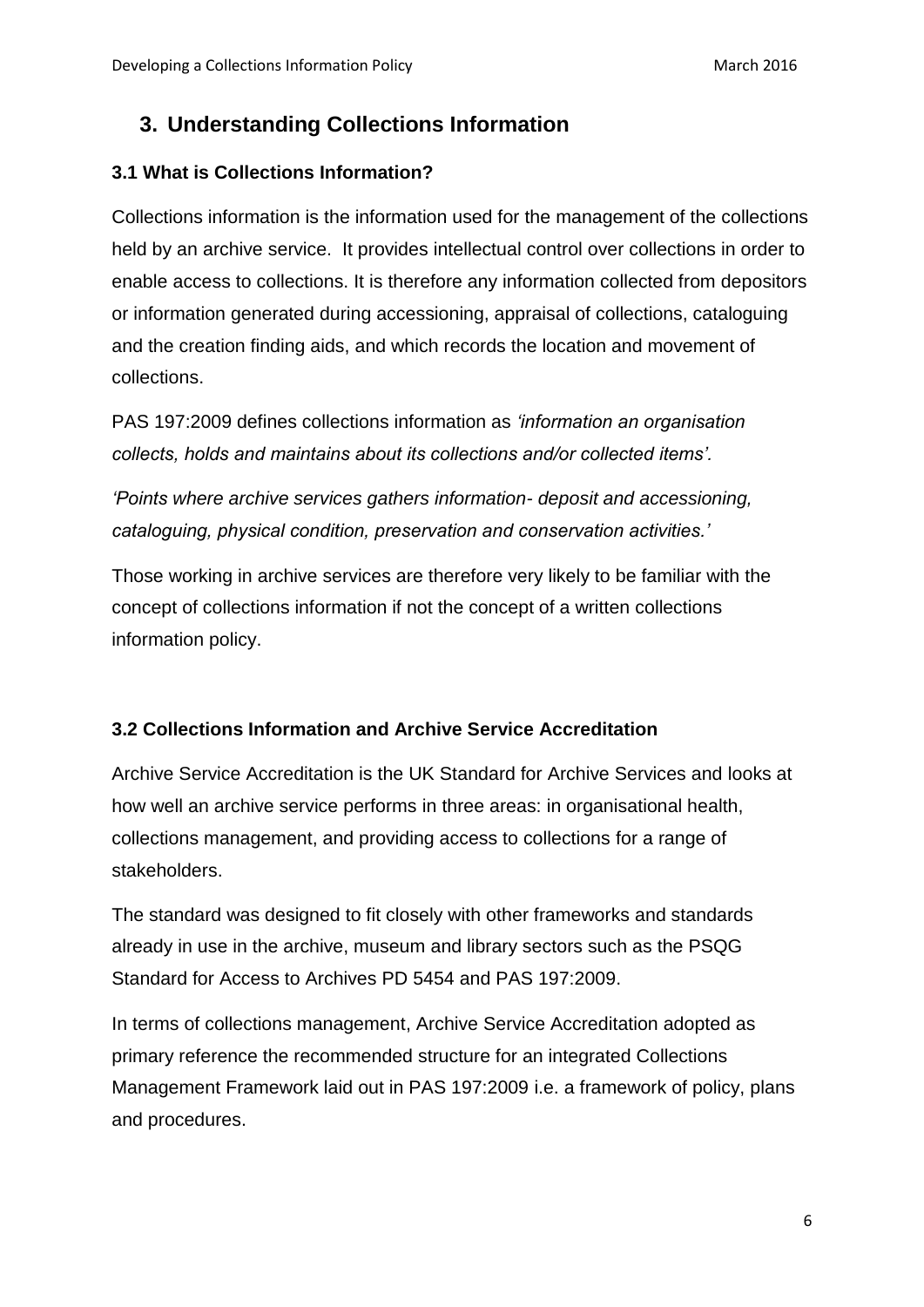## 3. Understanding Collections Information

### 3.1 What is Collections Information?

Collections information is the information used for the management of the collections held by an archive service. It provides intellectual control over collections in order to enable access to collections. It is therefore any information collected from depositors or information generated during accessioning, appraisal of collections, cataloguing and the creation finding aids, and which records the location and movement of collections.

PAS 197:2009 defines collections information as *'information an organisation collects, holds and maintains about its collections and/or collected items'.*

*'Points where archive services gathers information- deposit and accessioning, cataloguing, physical condition, preservation and conservation activities.'*

Those working in archive services are therefore very likely to be familiar with the concept of collections information if not the concept of a written collections information policy.

### 3.2 Collections Information and Archive Service Accreditation

Archive Service Accreditation is the UK Standard for Archive Services and looks at how well an archive service performs in three areas: in organisational health, collections management, and providing access to collections for a range of stakeholders.

The standard was designed to fit closely with other frameworks and standards already in use in the archive, museum and library sectors such as the PSQG Standard for Access to Archives PD 5454 and PAS 197:2009.

In terms of collections management, Archive Service Accreditation adopted as primary reference the recommended structure for an integrated Collections Management Framework laid out in PAS 197:2009 i.e. a framework of policy, plans and procedures.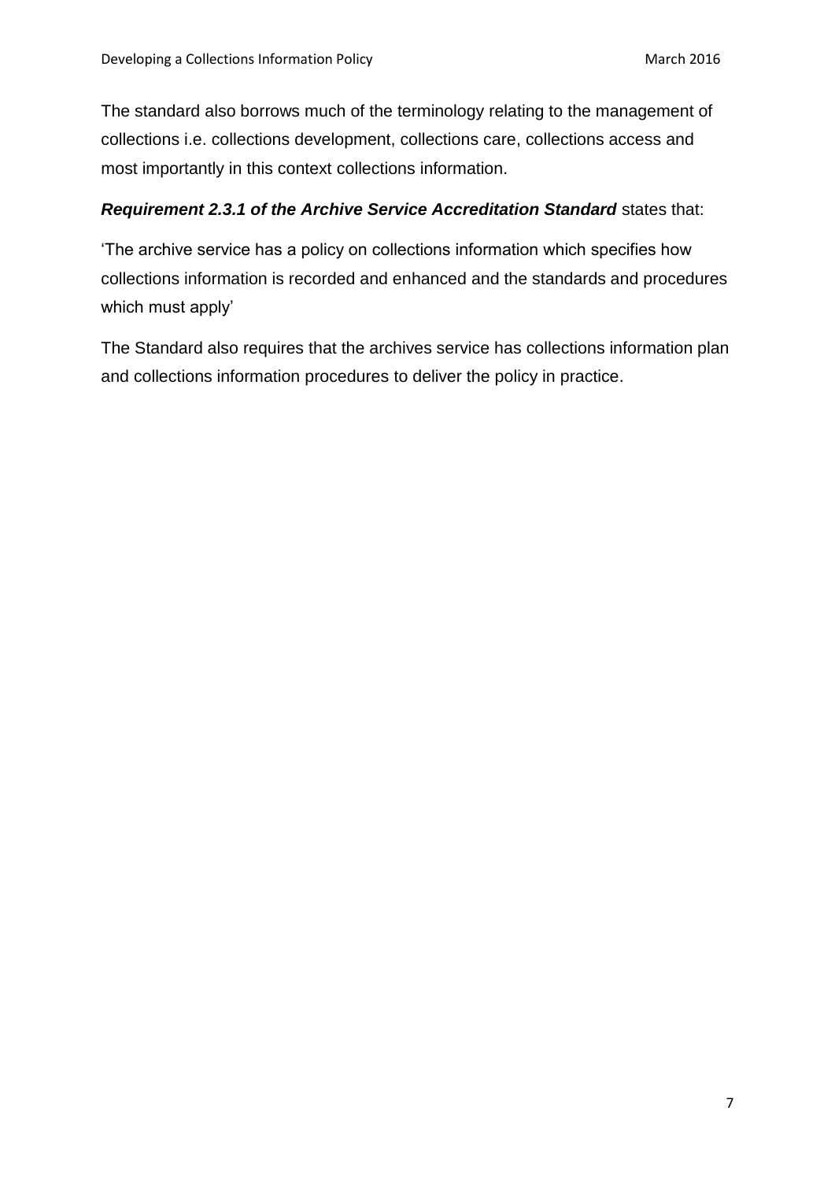The standard also borrows much of the terminology relating to the management of collections i.e. collections development, collections care, collections access and most importantly in this context collections information.

***Requirement 2.3.1 of the Archive Service Accreditation Standard*** states that:

'The archive service has a policy on collections information which specifies how collections information is recorded and enhanced and the standards and procedures which must apply'

The Standard also requires that the archives service has collections information plan and collections information procedures to deliver the policy in practice.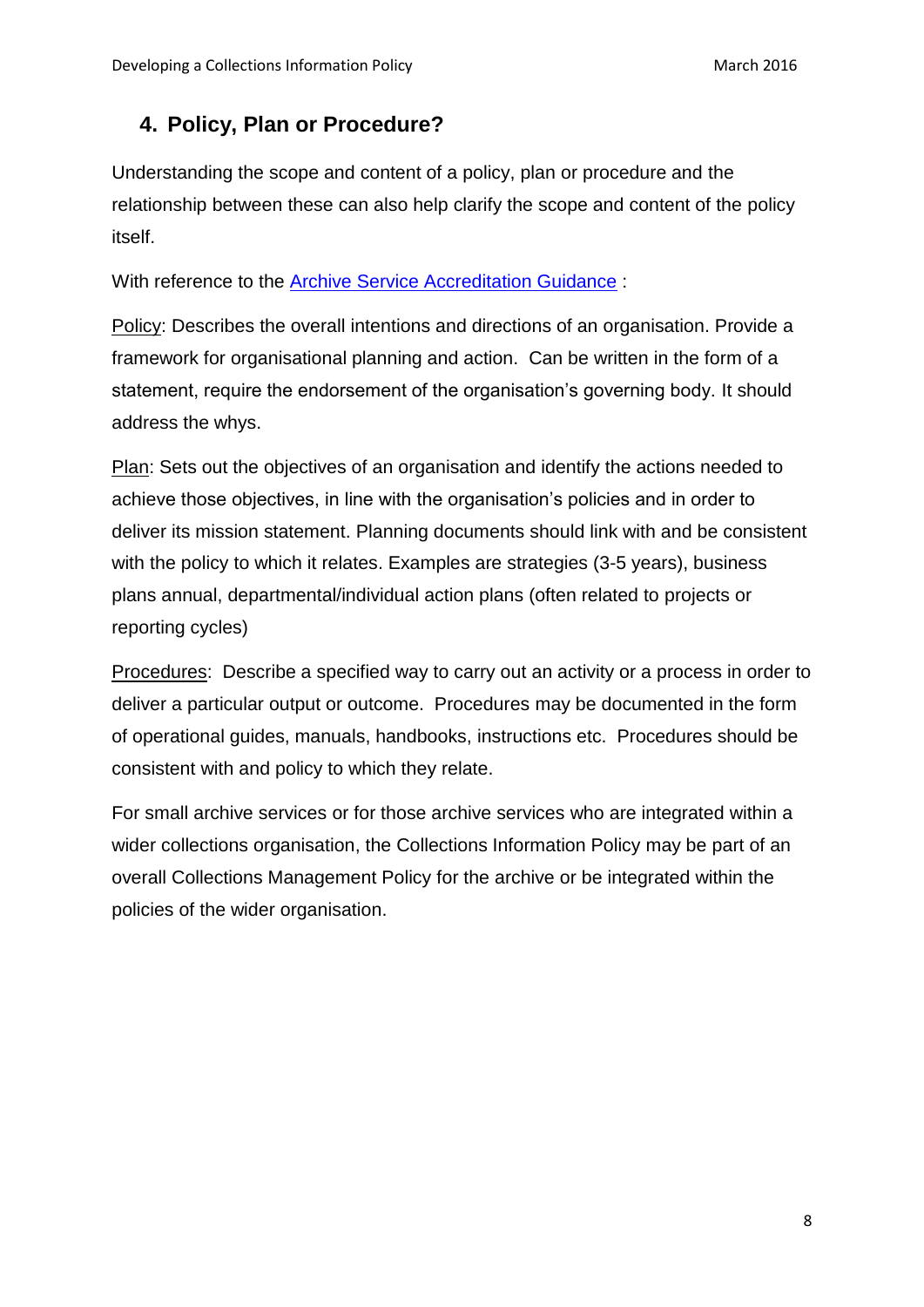## 4. Policy, Plan or Procedure?

Understanding the scope and content of a policy, plan or procedure and the relationship between these can also help clarify the scope and content of the policy itself.

With reference to the [Archive Service Accreditation Guidance](#) :

Policy: Describes the overall intentions and directions of an organisation. Provide a framework for organisational planning and action. Can be written in the form of a statement, require the endorsement of the organisation's governing body. It should address the whys.

Plan: Sets out the objectives of an organisation and identify the actions needed to achieve those objectives, in line with the organisation's policies and in order to deliver its mission statement. Planning documents should link with and be consistent with the policy to which it relates. Examples are strategies (3-5 years), business plans annual, departmental/individual action plans (often related to projects or reporting cycles)

Procedures: Describe a specified way to carry out an activity or a process in order to deliver a particular output or outcome. Procedures may be documented in the form of operational guides, manuals, handbooks, instructions etc. Procedures should be consistent with and policy to which they relate.

For small archive services or for those archive services who are integrated within a wider collections organisation, the Collections Information Policy may be part of an overall Collections Management Policy for the archive or be integrated within the policies of the wider organisation.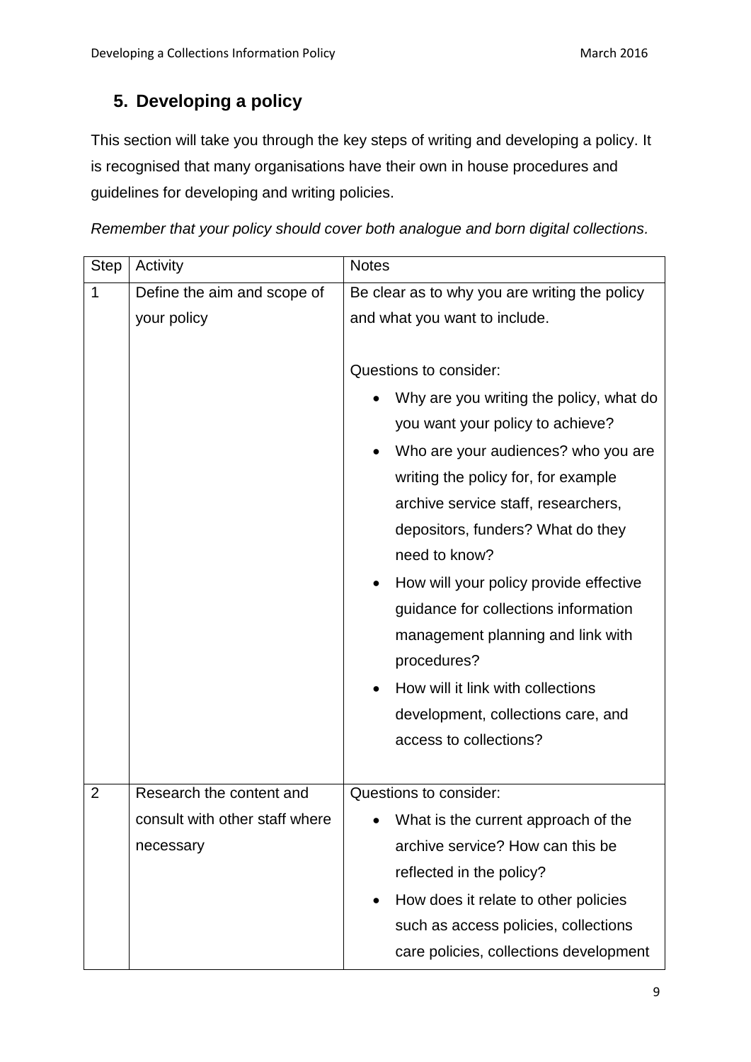## 5. Developing a policy

This section will take you through the key steps of writing and developing a policy. It is recognised that many organisations have their own in house procedures and guidelines for developing and writing policies.

*Remember that your policy should cover both analogue and born digital collections.*

| Step | Activity | Notes |
|---|---|---|
| 1 | Define the aim and scope of your policy | Be clear as to why you are writing the policy and what you want to include.<br><br>Questions to consider:<br>• Why are you writing the policy, what do you want your policy to achieve?<br>• Who are your audiences? who you are writing the policy for, for example archive service staff, researchers, depositors, funders? What do they need to know?<br>• How will your policy provide effective guidance for collections information management planning and link with procedures?<br>• How will it link with collections development, collections care, and access to collections? |
| 2 | Research the content and consult with other staff where necessary | Questions to consider:<br>• What is the current approach of the archive service? How can this be reflected in the policy?<br>• How does it relate to other policies such as access policies, collections care policies, collections development |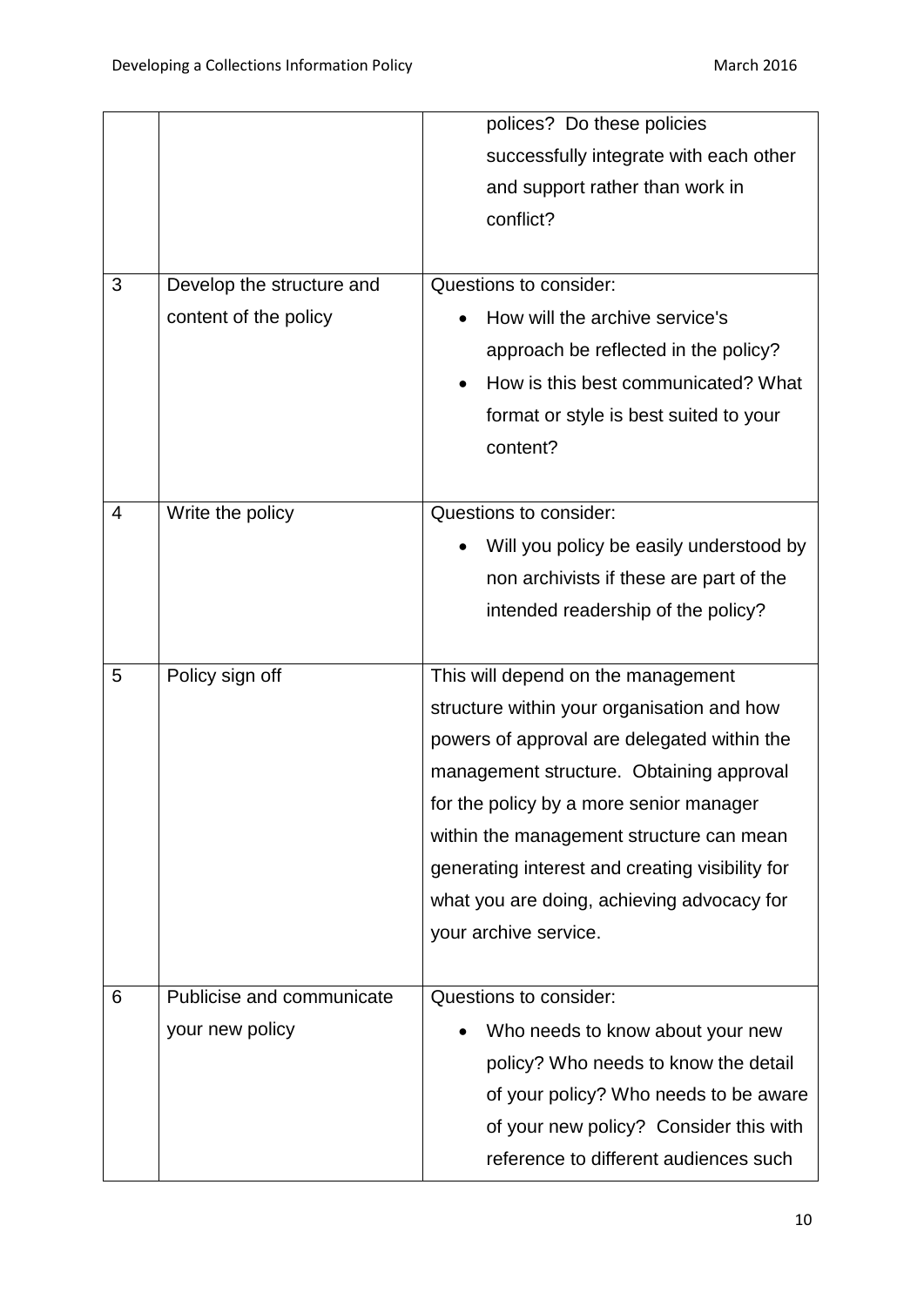| | | |
|---|---|---|
| | | polices? Do these policies successfully integrate with each other and support rather than work in conflict? |
| 3 | Develop the structure and content of the policy | Questions to consider:<br>• How will the archive service's approach be reflected in the policy?<br>• How is this best communicated? What format or style is best suited to your content? |
| 4 | Write the policy | Questions to consider:<br>• Will you policy be easily understood by non archivists if these are part of the intended readership of the policy? |
| 5 | Policy sign off | This will depend on the management structure within your organisation and how powers of approval are delegated within the management structure. Obtaining approval for the policy by a more senior manager within the management structure can mean generating interest and creating visibility for what you are doing, achieving advocacy for your archive service. |
| 6 | Publicise and communicate your new policy | Questions to consider:<br>• Who needs to know about your new policy? Who needs to know the detail of your policy? Who needs to be aware of your new policy? Consider this with reference to different audiences such |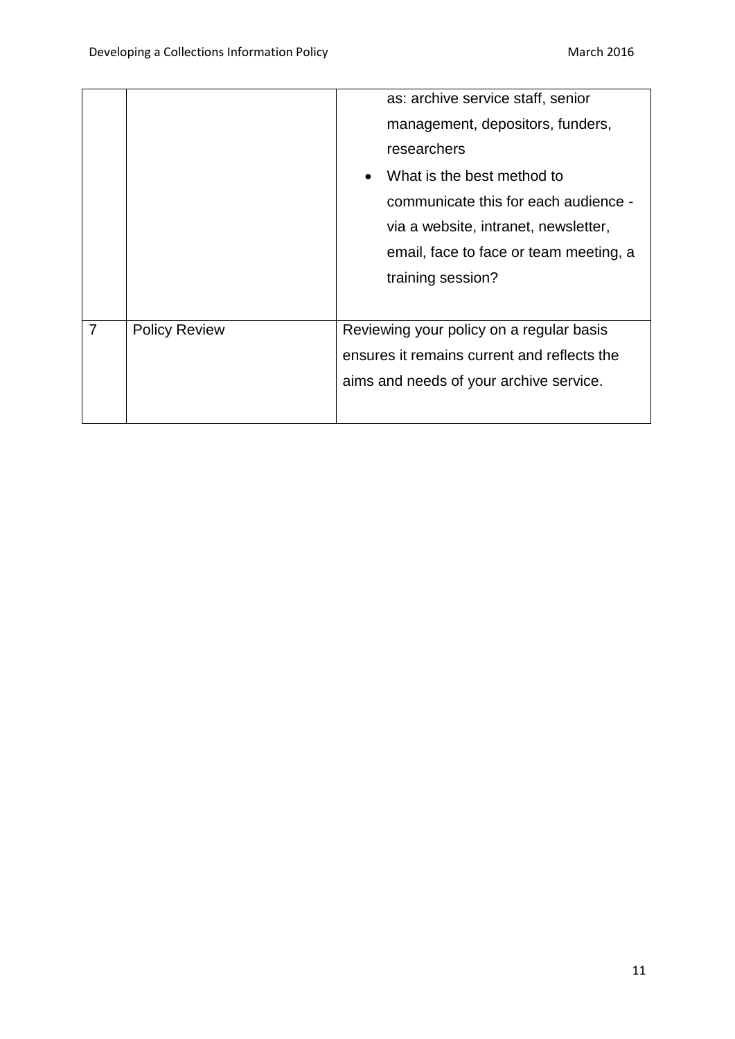| | | |
|---|---|---|
| | | as: archive service staff, senior management, depositors, funders, researchers<br>• What is the best method to communicate this for each audience - via a website, intranet, newsletter, email, face to face or team meeting, a training session? |
| 7 | Policy Review | Reviewing your policy on a regular basis ensures it remains current and reflects the aims and needs of your archive service. |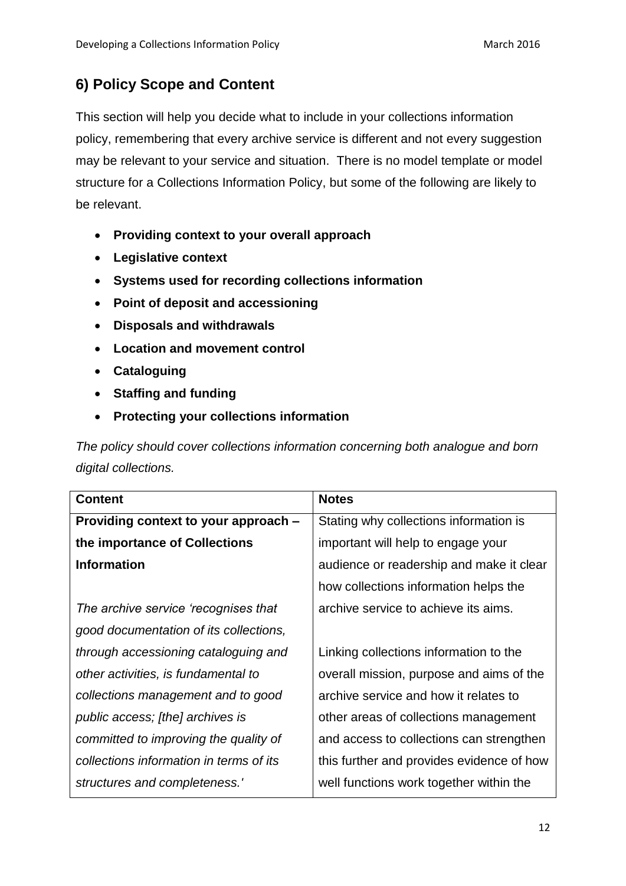## 6) Policy Scope and Content

This section will help you decide what to include in your collections information policy, remembering that every archive service is different and not every suggestion may be relevant to your service and situation. There is no model template or model structure for a Collections Information Policy, but some of the following are likely to be relevant.

- **Providing context to your overall approach**
- **Legislative context**
- **Systems used for recording collections information**
- **Point of deposit and accessioning**
- **Disposals and withdrawals**
- **Location and movement control**
- **Cataloguing**
- **Staffing and funding**
- **Protecting your collections information**

*The policy should cover collections information concerning both analogue and born digital collections.*

| Content | Notes |
|---|---|
| **Providing context to your approach – the importance of Collections Information**<br><br>*The archive service 'recognises that good documentation of its collections, through accessioning cataloguing and other activities, is fundamental to collections management and to good public access; [the] archives is committed to improving the quality of collections information in terms of its structures and completeness.'* | Stating why collections information is important will help to engage your audience or readership and make it clear how collections information helps the archive service to achieve its aims.<br><br>Linking collections information to the overall mission, purpose and aims of the archive service and how it relates to other areas of collections management and access to collections can strengthen this further and provides evidence of how well functions work together within the |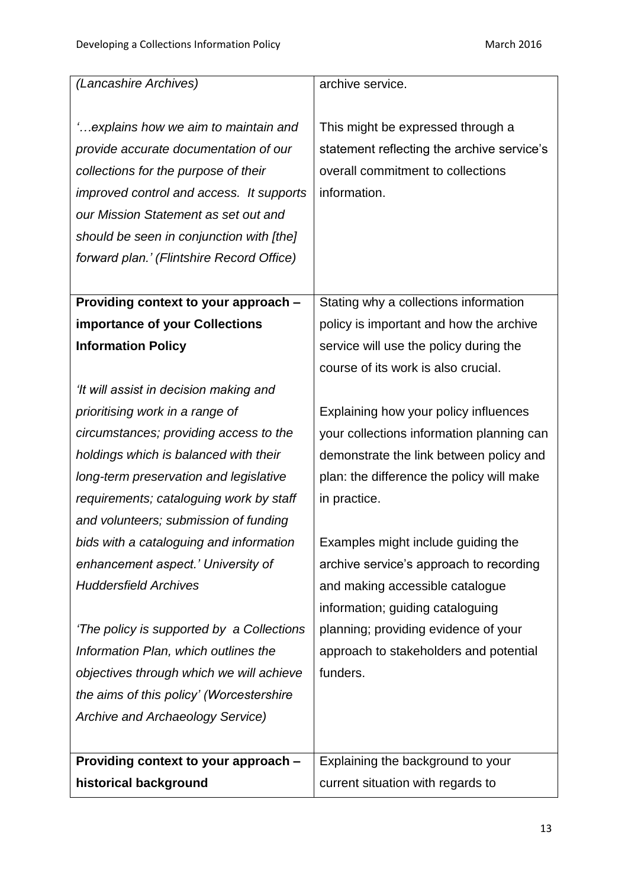| | |
|---|---|
| *(Lancashire Archives)*<br><br>*'…explains how we aim to maintain and provide accurate documentation of our collections for the purpose of their improved control and access. It supports our Mission Statement as set out and should be seen in conjunction with [the] forward plan.' (Flintshire Record Office)* | archive service.<br><br>This might be expressed through a statement reflecting the archive service's overall commitment to collections information. |
| **Providing context to your approach – importance of your Collections Information Policy**<br><br>*'It will assist in decision making and prioritising work in a range of circumstances; providing access to the holdings which is balanced with their long-term preservation and legislative requirements; cataloguing work by staff and volunteers; submission of funding bids with a cataloguing and information enhancement aspect.' University of Huddersfield Archives*<br><br>*'The policy is supported by a Collections Information Plan, which outlines the objectives through which we will achieve the aims of this policy' (Worcestershire Archive and Archaeology Service)* | Stating why a collections information policy is important and how the archive service will use the policy during the course of its work is also crucial.<br><br>Explaining how your policy influences your collections information planning can demonstrate the link between policy and plan: the difference the policy will make in practice.<br><br>Examples might include guiding the archive service's approach to recording and making accessible catalogue information; guiding cataloguing planning; providing evidence of your approach to stakeholders and potential funders. |
| **Providing context to your approach – historical background** | Explaining the background to your current situation with regards to |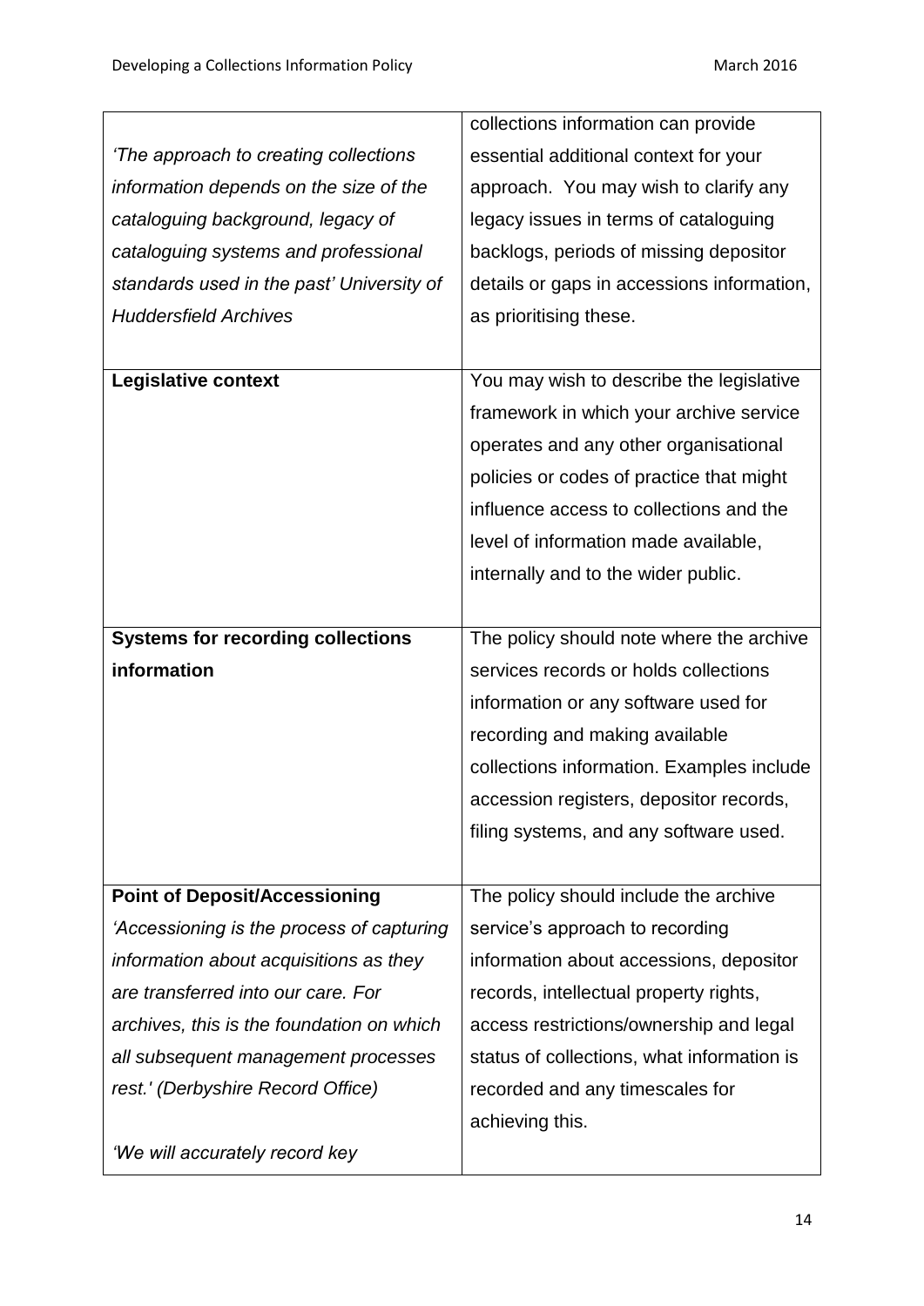| | |
|---|---|
| *'The approach to creating collections information depends on the size of the cataloguing background, legacy of cataloguing systems and professional standards used in the past' University of Huddersfield Archives* | collections information can provide essential additional context for your approach. You may wish to clarify any legacy issues in terms of cataloguing backlogs, periods of missing depositor details or gaps in accessions information, as prioritising these. |
| **Legislative context** | You may wish to describe the legislative framework in which your archive service operates and any other organisational policies or codes of practice that might influence access to collections and the level of information made available, internally and to the wider public. |
| **Systems for recording collections information** | The policy should note where the archive services records or holds collections information or any software used for recording and making available collections information. Examples include accession registers, depositor records, filing systems, and any software used. |
| **Point of Deposit/Accessioning** *'Accessioning is the process of capturing information about acquisitions as they are transferred into our care. For archives, this is the foundation on which all subsequent management processes rest.' (Derbyshire Record Office)* *'We will accurately record key* | The policy should include the archive service's approach to recording information about accessions, depositor records, intellectual property rights, access restrictions/ownership and legal status of collections, what information is recorded and any timescales for achieving this. |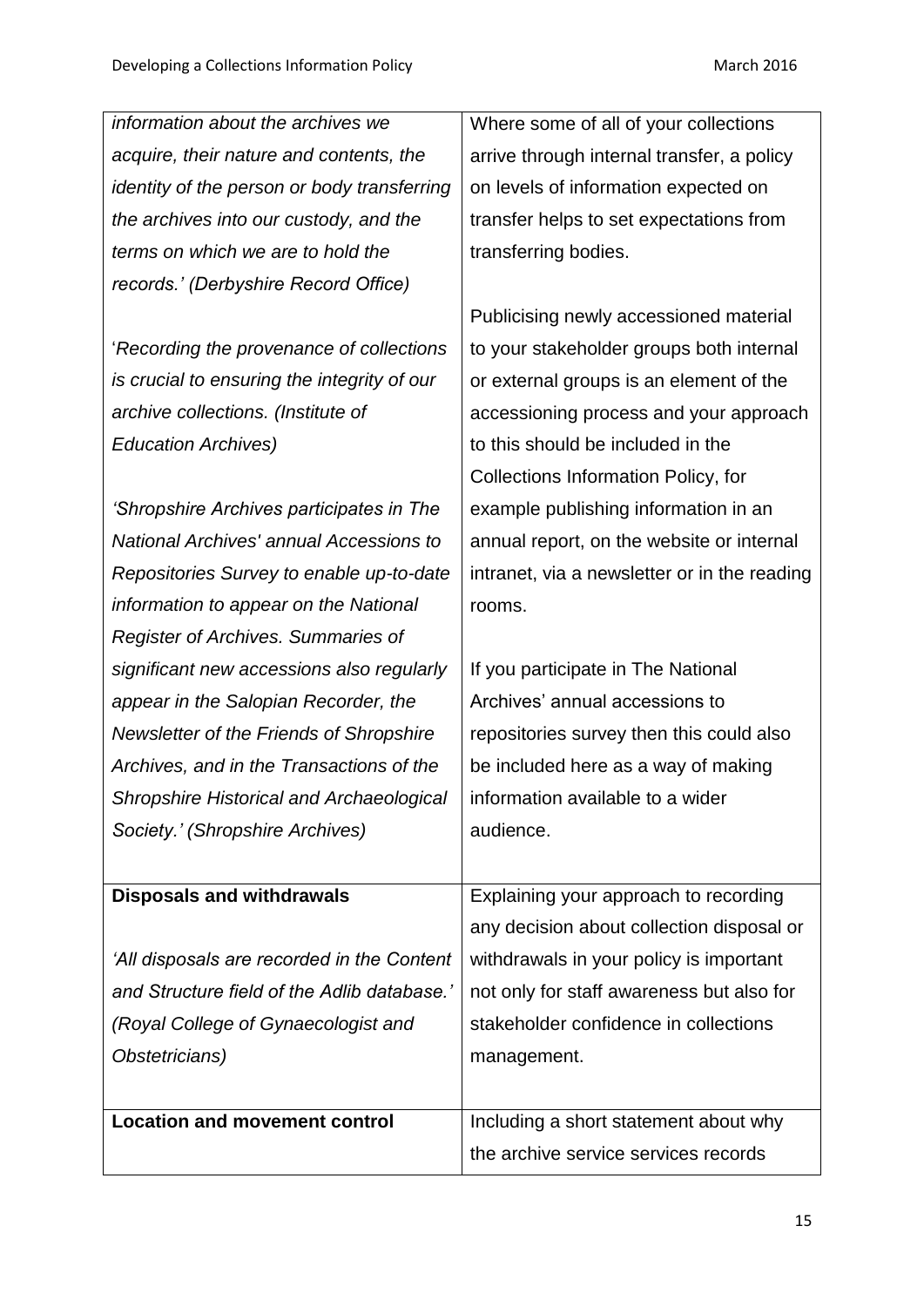| | |
|---|---|
| *information about the archives we acquire, their nature and contents, the identity of the person or body transferring the archives into our custody, and the terms on which we are to hold the records.' (Derbyshire Record Office)*<br><br>'*Recording the provenance of collections is crucial to ensuring the integrity of our archive collections. (Institute of Education Archives)*<br><br>*'Shropshire Archives participates in The National Archives' annual Accessions to Repositories Survey to enable up-to-date information to appear on the National Register of Archives. Summaries of significant new accessions also regularly appear in the Salopian Recorder, the Newsletter of the Friends of Shropshire Archives, and in the Transactions of the Shropshire Historical and Archaeological Society.' (Shropshire Archives)* | Where some of all of your collections arrive through internal transfer, a policy on levels of information expected on transfer helps to set expectations from transferring bodies.<br><br>Publicising newly accessioned material to your stakeholder groups both internal or external groups is an element of the accessioning process and your approach to this should be included in the Collections Information Policy, for example publishing information in an annual report, on the website or internal intranet, via a newsletter or in the reading rooms.<br><br>If you participate in The National Archives' annual accessions to repositories survey then this could also be included here as a way of making information available to a wider audience. |
| **Disposals and withdrawals**<br><br>*'All disposals are recorded in the Content and Structure field of the Adlib database.' (Royal College of Gynaecologist and Obstetricians)* | Explaining your approach to recording any decision about collection disposal or withdrawals in your policy is important not only for staff awareness but also for stakeholder confidence in collections management. |
| **Location and movement control** | Including a short statement about why the archive service services records |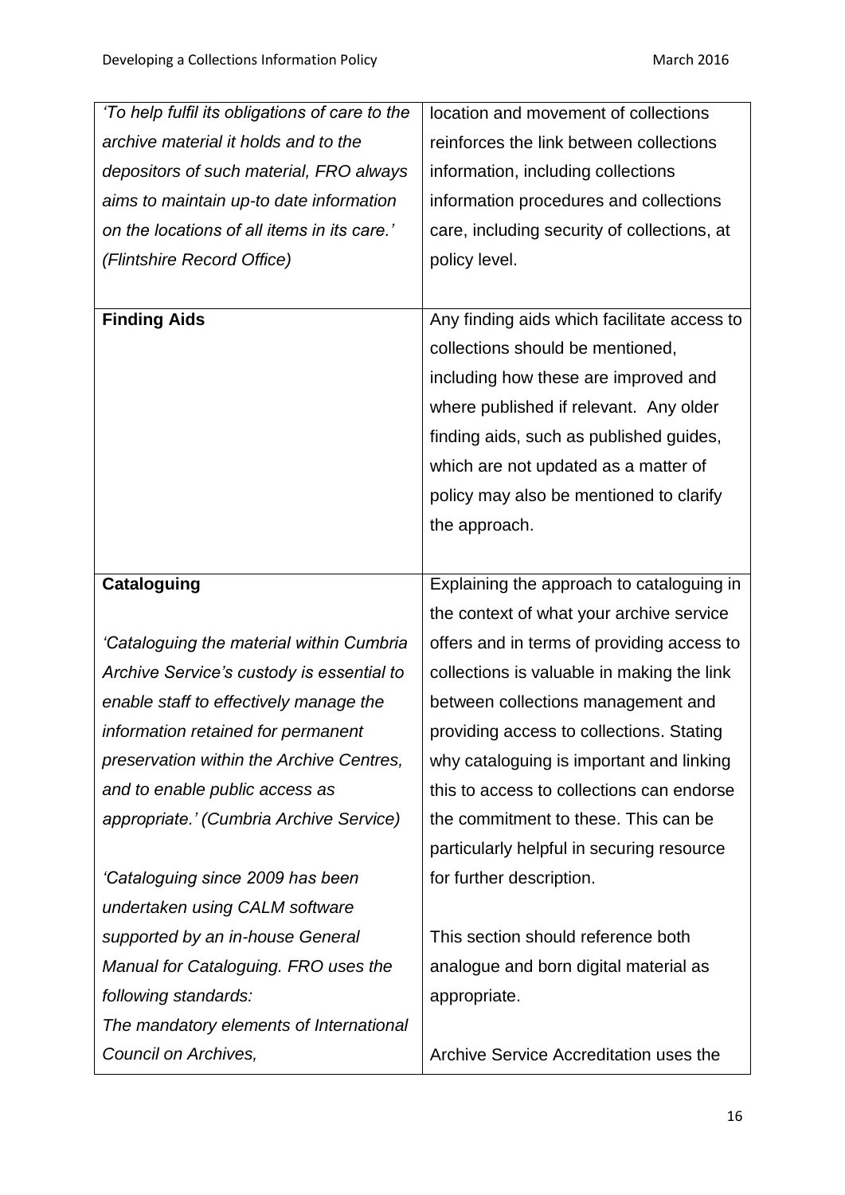| | |
|---|---|
| *'To help fulfil its obligations of care to the archive material it holds and to the depositors of such material, FRO always aims to maintain up-to date information on the locations of all items in its care.' (Flintshire Record Office)* | location and movement of collections reinforces the link between collections information, including collections information procedures and collections care, including security of collections, at policy level. |
| **Finding Aids** | Any finding aids which facilitate access to collections should be mentioned, including how these are improved and where published if relevant. Any older finding aids, such as published guides, which are not updated as a matter of policy may also be mentioned to clarify the approach. |
| **Cataloguing**<br><br>*'Cataloguing the material within Cumbria Archive Service's custody is essential to enable staff to effectively manage the information retained for permanent preservation within the Archive Centres, and to enable public access as appropriate.' (Cumbria Archive Service)*<br><br>*'Cataloguing since 2009 has been undertaken using CALM software supported by an in-house General Manual for Cataloguing. FRO uses the following standards:*<br>*The mandatory elements of International Council on Archives,* | Explaining the approach to cataloguing in the context of what your archive service offers and in terms of providing access to collections is valuable in making the link between collections management and providing access to collections. Stating why cataloguing is important and linking this to access to collections can endorse the commitment to these. This can be particularly helpful in securing resource for further description.<br><br>This section should reference both analogue and born digital material as appropriate.<br><br>Archive Service Accreditation uses the |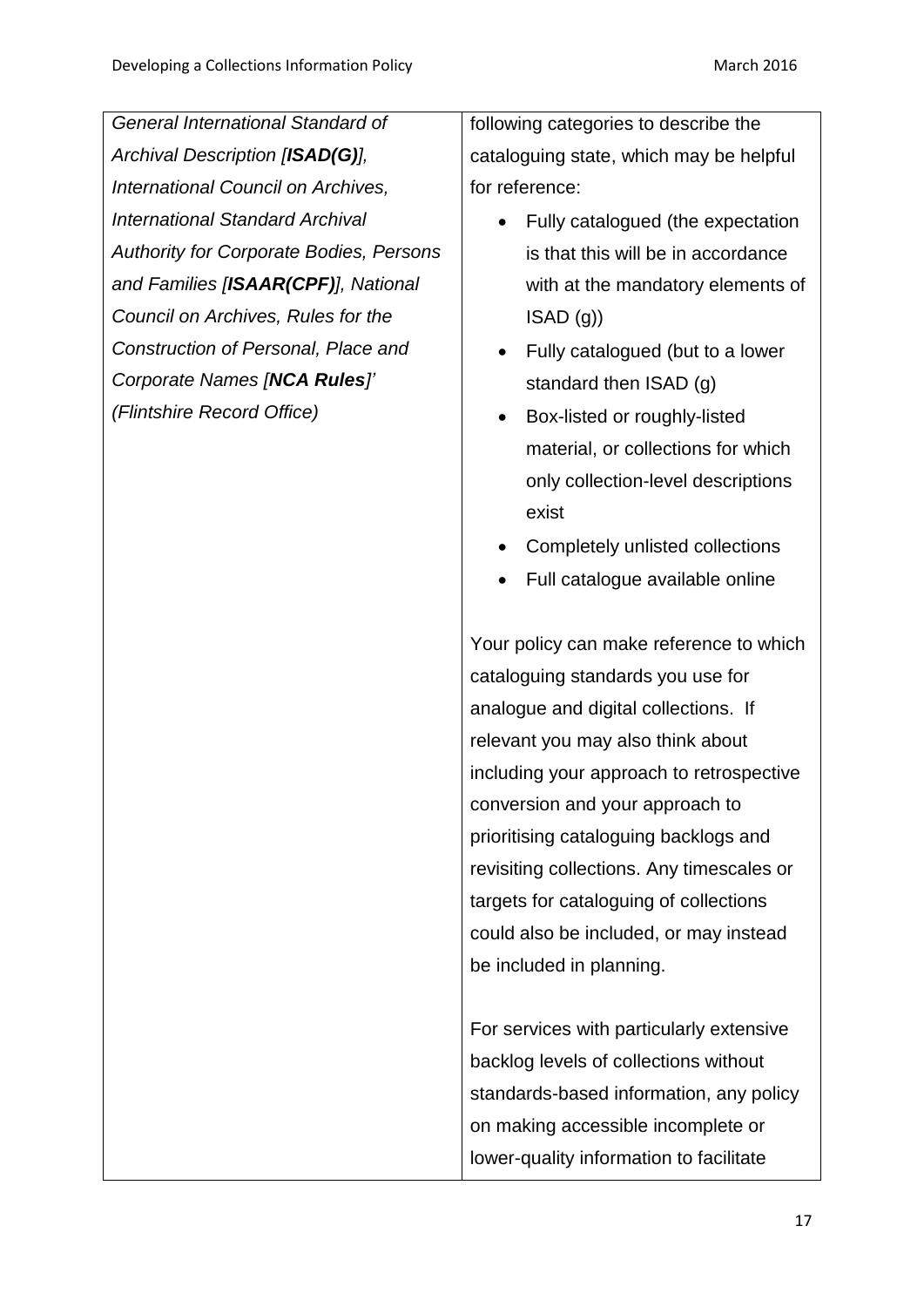| | |
|---|---|
| *General International Standard of Archival Description [**ISAD(G)**], International Council on Archives, International Standard Archival Authority for Corporate Bodies, Persons and Families [**ISAAR(CPF)**], National Council on Archives, Rules for the Construction of Personal, Place and Corporate Names [**NCA Rules**]' (Flintshire Record Office)* | following categories to describe the cataloguing state, which may be helpful for reference:<br>• Fully catalogued (the expectation is that this will be in accordance with at the mandatory elements of ISAD (g))<br>• Fully catalogued (but to a lower standard then ISAD (g)<br>• Box-listed or roughly-listed material, or collections for which only collection-level descriptions exist<br>• Completely unlisted collections<br>• Full catalogue available online<br><br>Your policy can make reference to which cataloguing standards you use for analogue and digital collections. If relevant you may also think about including your approach to retrospective conversion and your approach to prioritising cataloguing backlogs and revisiting collections. Any timescales or targets for cataloguing of collections could also be included, or may instead be included in planning.<br><br>For services with particularly extensive backlog levels of collections without standards-based information, any policy on making accessible incomplete or lower-quality information to facilitate |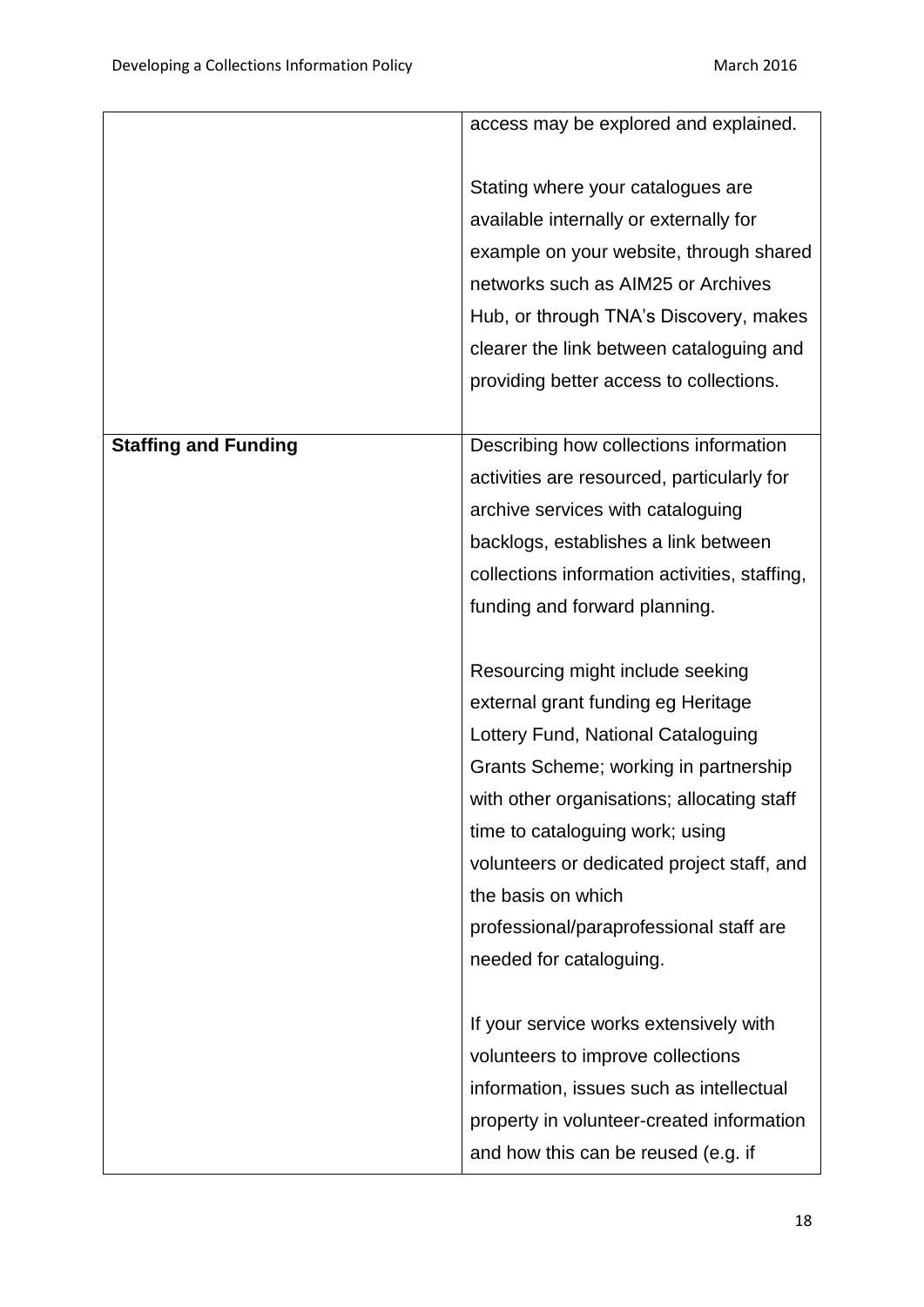| | |
|---|---|
| | access may be explored and explained.<br><br>Stating where your catalogues are available internally or externally for example on your website, through shared networks such as AIM25 or Archives Hub, or through TNA's Discovery, makes clearer the link between cataloguing and providing better access to collections. |
| **Staffing and Funding** | Describing how collections information activities are resourced, particularly for archive services with cataloguing backlogs, establishes a link between collections information activities, staffing, funding and forward planning.<br><br>Resourcing might include seeking external grant funding eg Heritage Lottery Fund, National Cataloguing Grants Scheme; working in partnership with other organisations; allocating staff time to cataloguing work; using volunteers or dedicated project staff, and the basis on which professional/paraprofessional staff are needed for cataloguing.<br><br>If your service works extensively with volunteers to improve collections information, issues such as intellectual property in volunteer-created information and how this can be reused (e.g. if |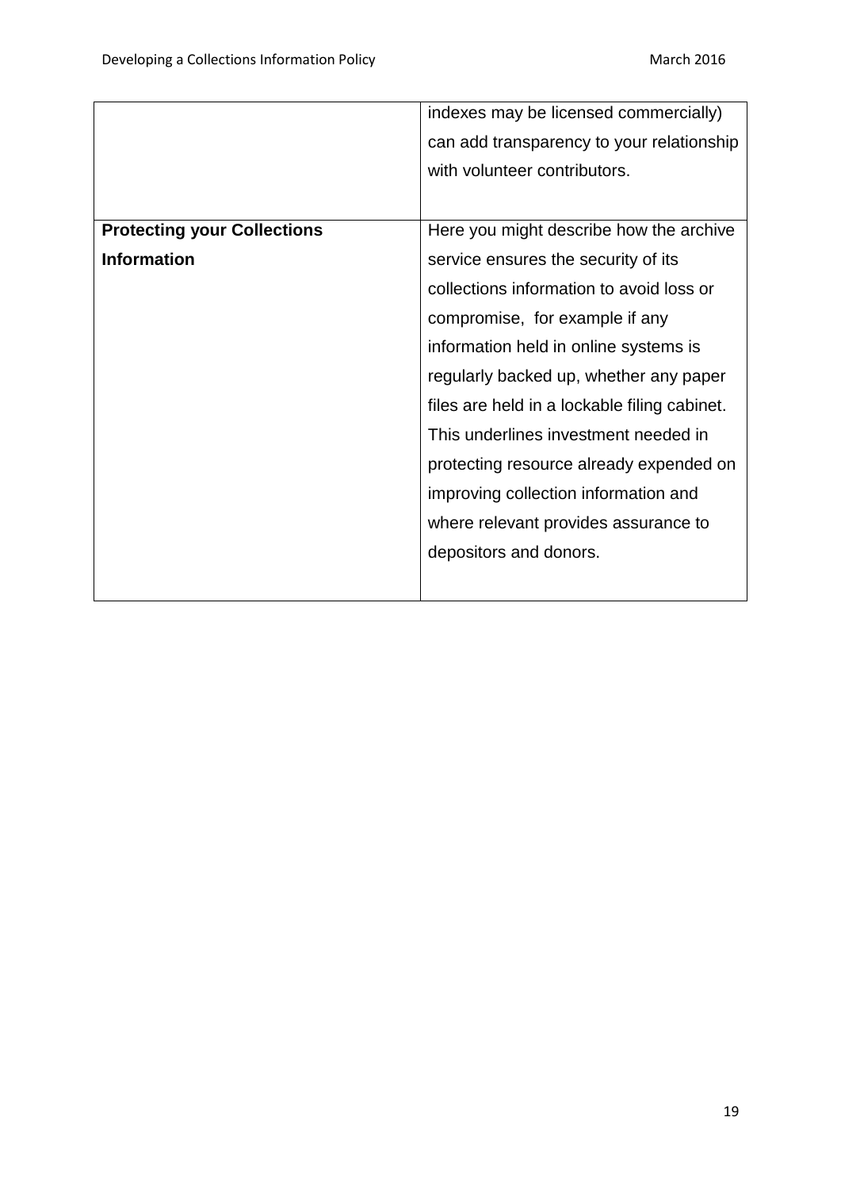| | |
|---|---|
| | indexes may be licensed commercially) can add transparency to your relationship with volunteer contributors. |
| **Protecting your Collections Information** | Here you might describe how the archive service ensures the security of its collections information to avoid loss or compromise, for example if any information held in online systems is regularly backed up, whether any paper files are held in a lockable filing cabinet. This underlines investment needed in protecting resource already expended on improving collection information and where relevant provides assurance to depositors and donors. |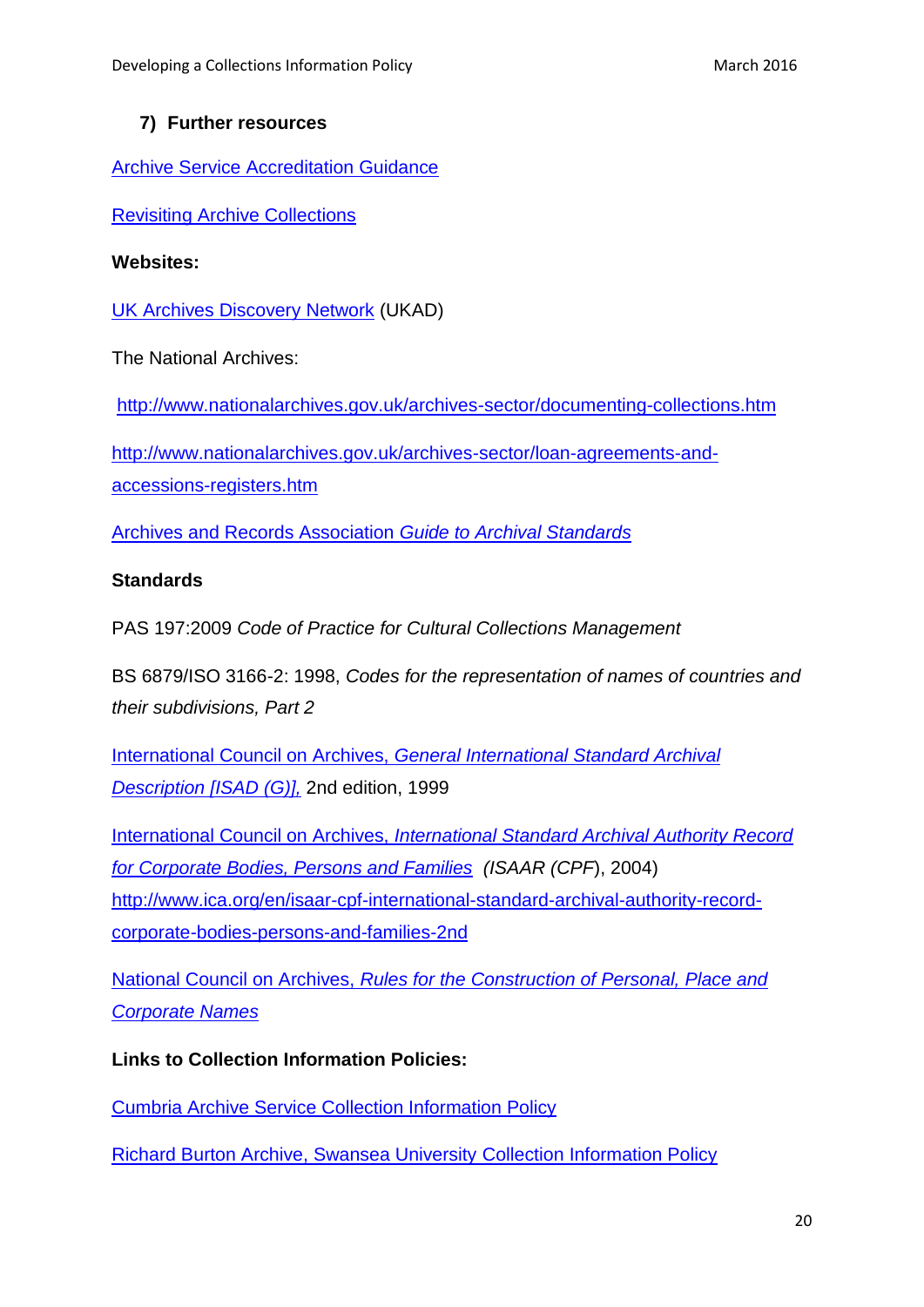## 7) Further resources

Archive Service Accreditation Guidance

Revisiting Archive Collections

**Websites:**

UK Archives Discovery Network (UKAD)

The National Archives:

http://www.nationalarchives.gov.uk/archives-sector/documenting-collections.htm

http://www.nationalarchives.gov.uk/archives-sector/loan-agreements-and-accessions-registers.htm

Archives and Records Association *Guide to Archival Standards*

**Standards**

PAS 197:2009 *Code of Practice for Cultural Collections Management*

BS 6879/ISO 3166-2: 1998, *Codes for the representation of names of countries and their subdivisions, Part 2*

International Council on Archives, *General International Standard Archival Description [ISAD (G)]*, 2nd edition, 1999

International Council on Archives, *International Standard Archival Authority Record for Corporate Bodies, Persons and Families* (*ISAAR (CPF*), 2004) http://www.ica.org/en/isaar-cpf-international-standard-archival-authority-record-corporate-bodies-persons-and-families-2nd

National Council on Archives, *Rules for the Construction of Personal, Place and Corporate Names*

**Links to Collection Information Policies:**

Cumbria Archive Service Collection Information Policy

Richard Burton Archive, Swansea University Collection Information Policy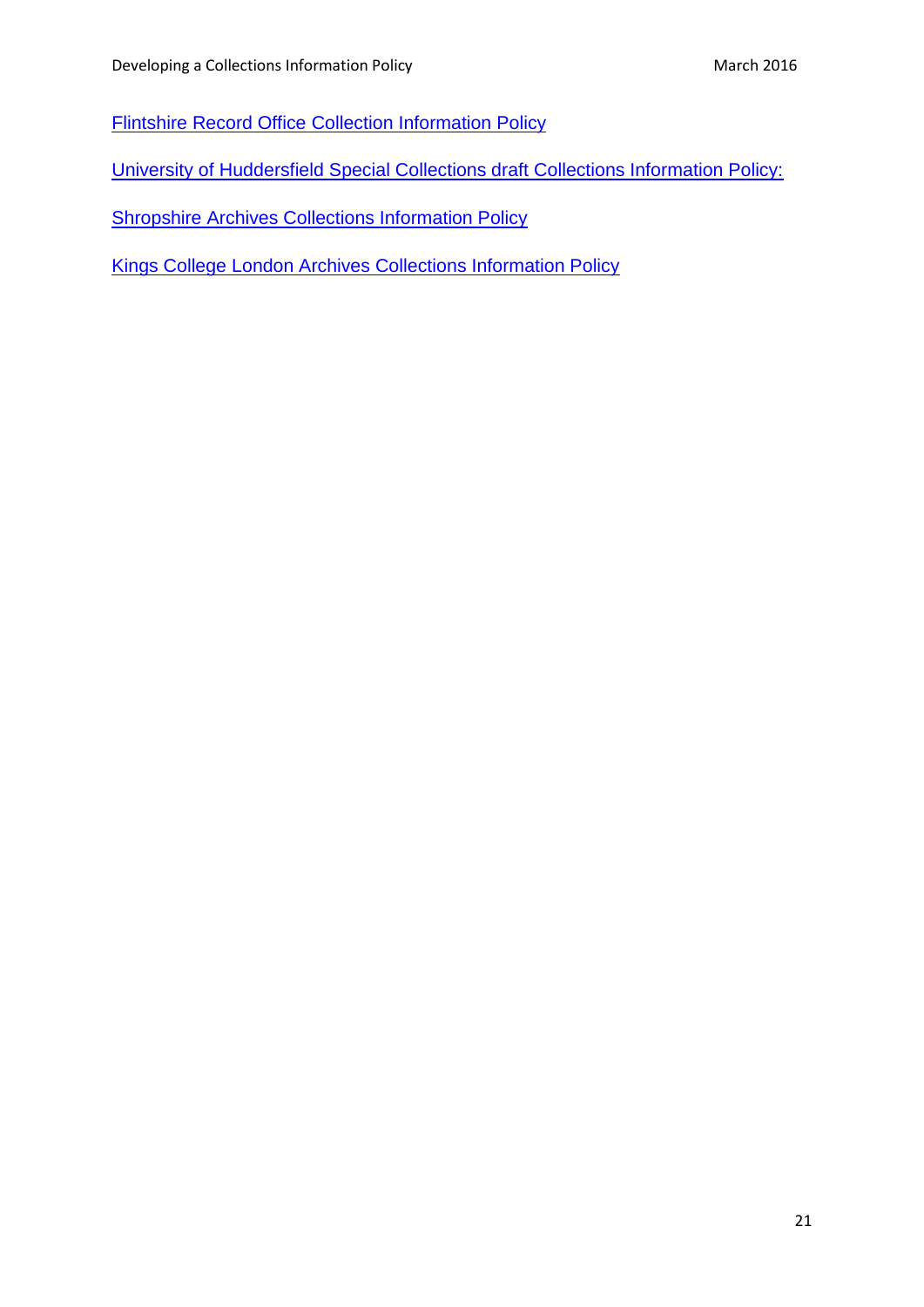Flintshire Record Office Collection Information Policy

University of Huddersfield Special Collections draft Collections Information Policy:

Shropshire Archives Collections Information Policy

Kings College London Archives Collections Information Policy